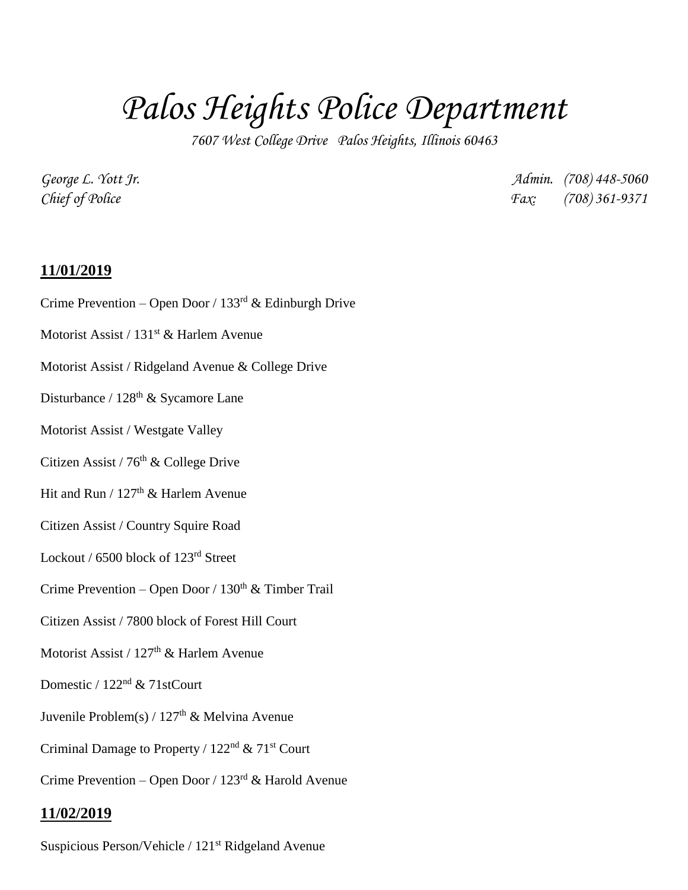# *Palos Heights Police Department*

*7607 West College Drive Palos Heights, Illinois 60463*

*George L. Yott Jr.*
*Chief of Police*

*Admin. (708) 448-5060*
*Fax: (708) 361-9371*

**11/01/2019**

Crime Prevention – Open Door / 133rd & Edinburgh Drive

Motorist Assist / 131st & Harlem Avenue

Motorist Assist / Ridgeland Avenue & College Drive

Disturbance / 128th & Sycamore Lane

Motorist Assist / Westgate Valley

Citizen Assist / 76th & College Drive

Hit and Run / 127th & Harlem Avenue

Citizen Assist / Country Squire Road

Lockout / 6500 block of 123rd Street

Crime Prevention – Open Door / 130th & Timber Trail

Citizen Assist / 7800 block of Forest Hill Court

Motorist Assist / 127th & Harlem Avenue

Domestic / 122nd & 71stCourt

Juvenile Problem(s) / 127th & Melvina Avenue

Criminal Damage to Property / 122nd & 71st Court

Crime Prevention – Open Door / 123rd & Harold Avenue

**11/02/2019**

Suspicious Person/Vehicle / 121st Ridgeland Avenue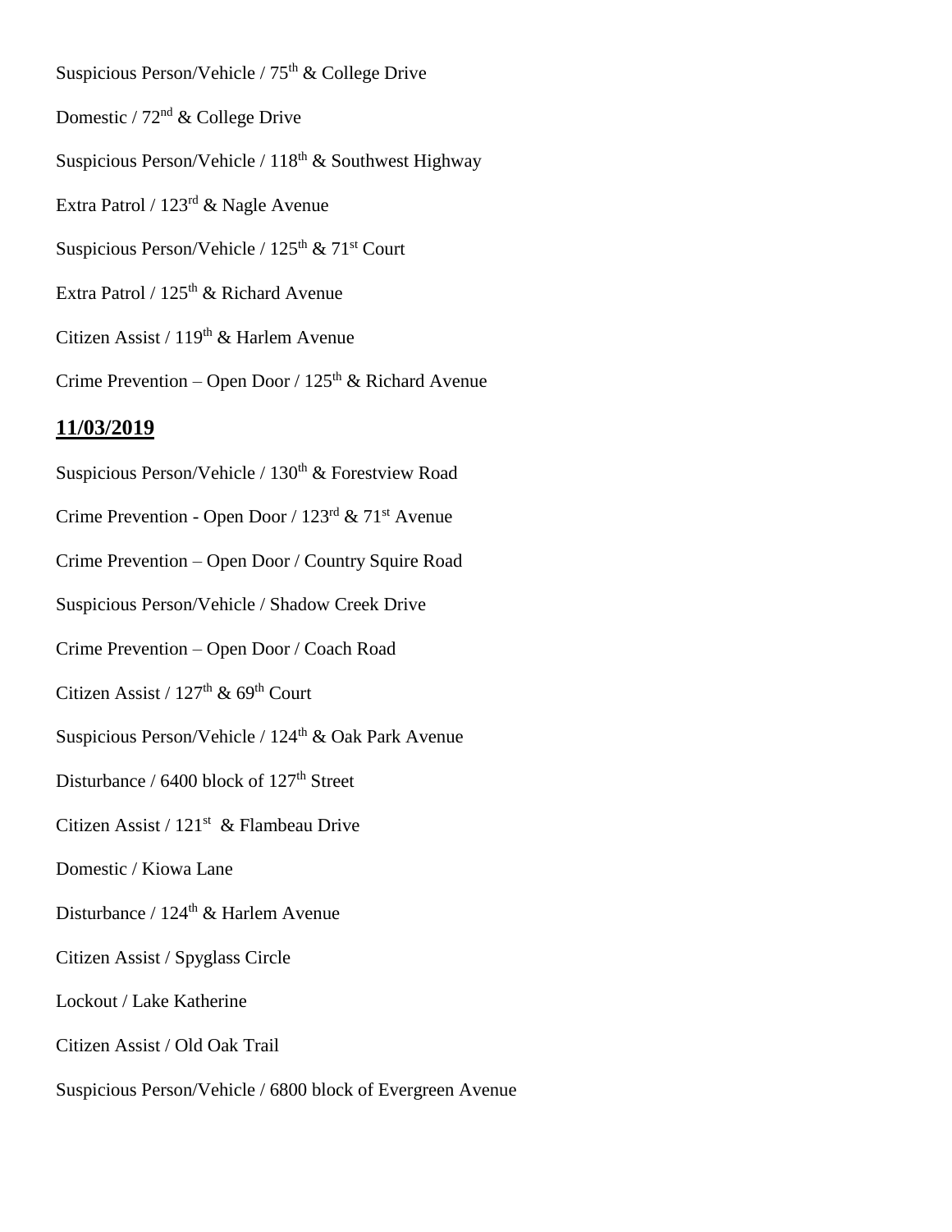Suspicious Person/Vehicle / 75th & College Drive

Domestic / 72nd & College Drive

Suspicious Person/Vehicle / 118th & Southwest Highway

Extra Patrol / 123rd & Nagle Avenue

Suspicious Person/Vehicle / 125th & 71st Court

Extra Patrol / 125th & Richard Avenue

Citizen Assist / 119th & Harlem Avenue

Crime Prevention – Open Door / 125th & Richard Avenue

## 11/03/2019

Suspicious Person/Vehicle / 130th & Forestview Road

Crime Prevention - Open Door / 123rd & 71st Avenue

Crime Prevention – Open Door / Country Squire Road

Suspicious Person/Vehicle / Shadow Creek Drive

Crime Prevention – Open Door / Coach Road

Citizen Assist / 127th & 69th Court

Suspicious Person/Vehicle / 124th & Oak Park Avenue

Disturbance / 6400 block of 127th Street

Citizen Assist / 121st & Flambeau Drive

Domestic / Kiowa Lane

Disturbance / 124th & Harlem Avenue

Citizen Assist / Spyglass Circle

Lockout / Lake Katherine

Citizen Assist / Old Oak Trail

Suspicious Person/Vehicle / 6800 block of Evergreen Avenue